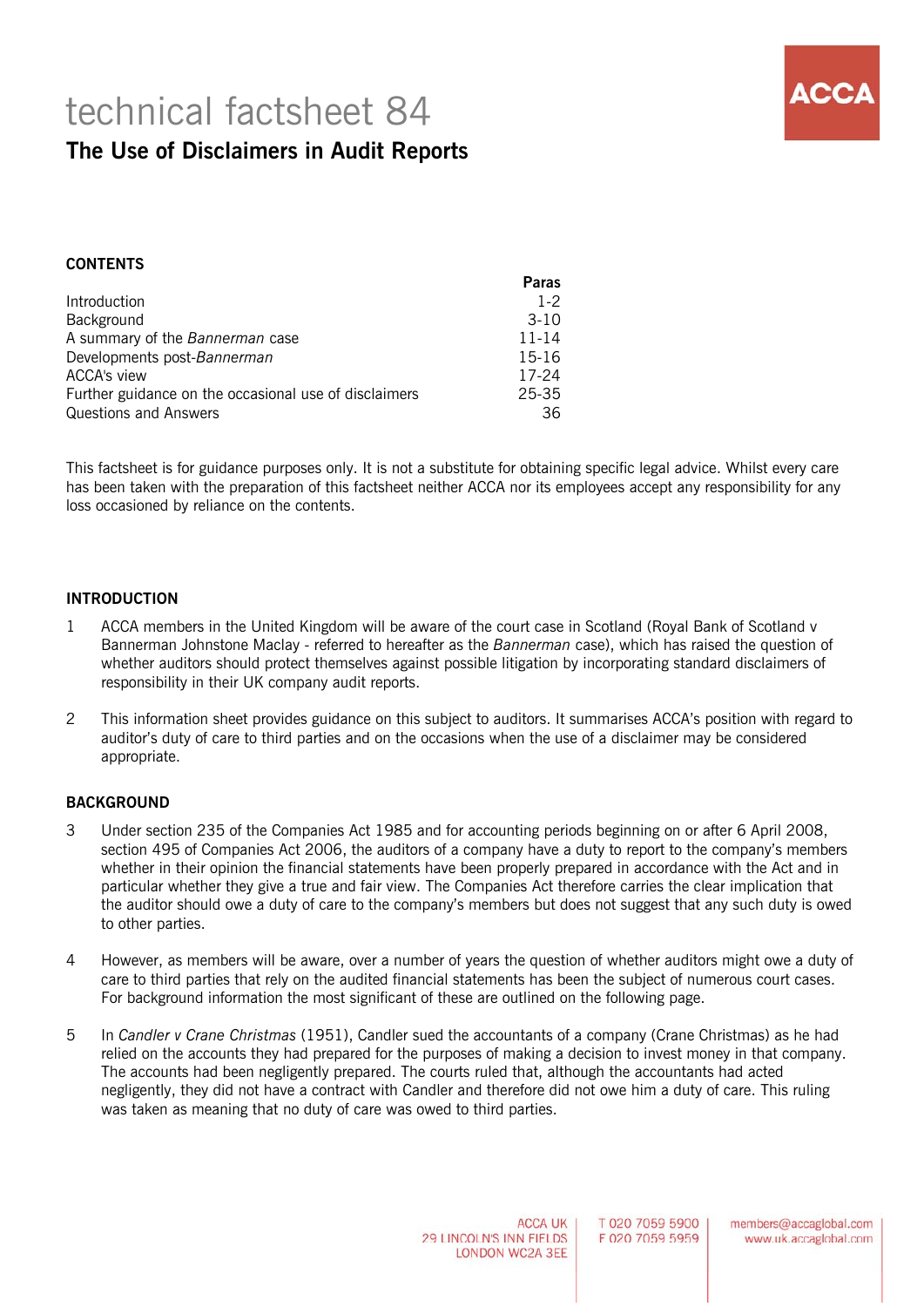# technical factsheet 84

## The Use of Disclaimers in Audit Reports

**CONTENTS**

| | Paras |
|---|---|
| Introduction | 1-2 |
| Background | 3-10 |
| A summary of the *Bannerman* case | 11-14 |
| Developments post-*Bannerman* | 15-16 |
| ACCA's view | 17-24 |
| Further guidance on the occasional use of disclaimers | 25-35 |
| Questions and Answers | 36 |

This factsheet is for guidance purposes only. It is not a substitute for obtaining specific legal advice. Whilst every care has been taken with the preparation of this factsheet neither ACCA nor its employees accept any responsibility for any loss occasioned by reliance on the contents.

**INTRODUCTION**

1 ACCA members in the United Kingdom will be aware of the court case in Scotland (Royal Bank of Scotland v Bannerman Johnstone Maclay - referred to hereafter as the *Bannerman* case), which has raised the question of whether auditors should protect themselves against possible litigation by incorporating standard disclaimers of responsibility in their UK company audit reports.

2 This information sheet provides guidance on this subject to auditors. It summarises ACCA's position with regard to auditor's duty of care to third parties and on the occasions when the use of a disclaimer may be considered appropriate.

**BACKGROUND**

3 Under section 235 of the Companies Act 1985 and for accounting periods beginning on or after 6 April 2008, section 495 of Companies Act 2006, the auditors of a company have a duty to report to the company's members whether in their opinion the financial statements have been properly prepared in accordance with the Act and in particular whether they give a true and fair view. The Companies Act therefore carries the clear implication that the auditor should owe a duty of care to the company's members but does not suggest that any such duty is owed to other parties.

4 However, as members will be aware, over a number of years the question of whether auditors might owe a duty of care to third parties that rely on the audited financial statements has been the subject of numerous court cases. For background information the most significant of these are outlined on the following page.

5 In *Candler v Crane Christmas* (1951), Candler sued the accountants of a company (Crane Christmas) as he had relied on the accounts they had prepared for the purposes of making a decision to invest money in that company. The accounts had been negligently prepared. The courts ruled that, although the accountants had acted negligently, they did not have a contract with Candler and therefore did not owe him a duty of care. This ruling was taken as meaning that no duty of care was owed to third parties.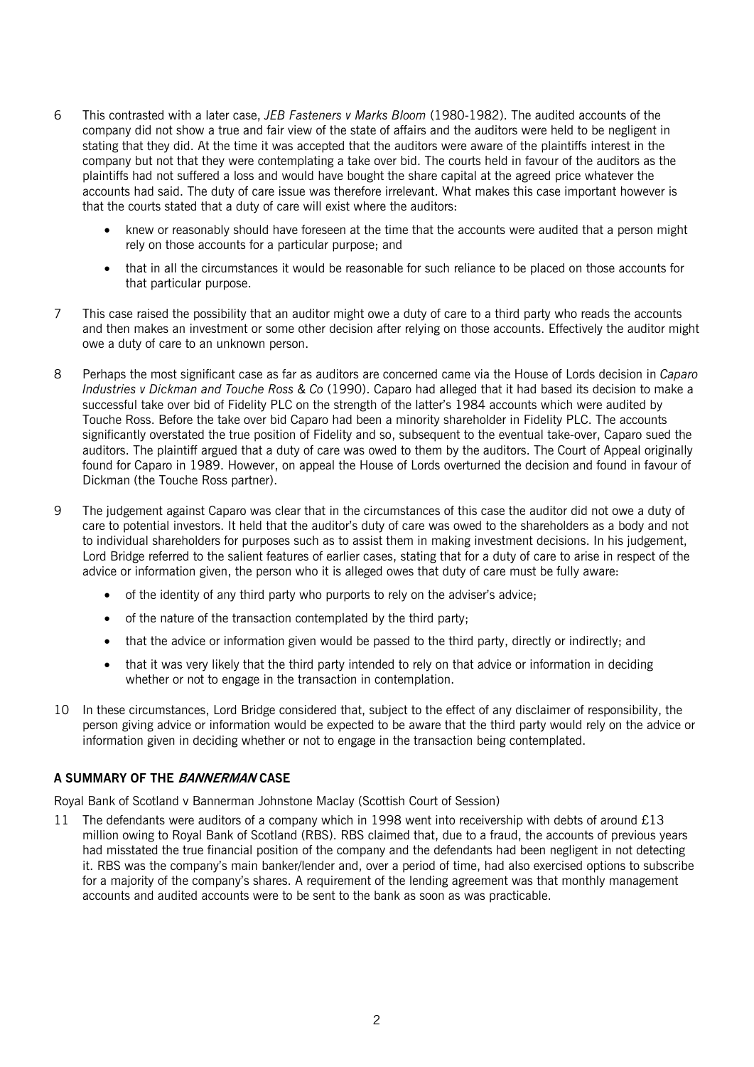6 This contrasted with a later case, *JEB Fasteners v Marks Bloom* (1980-1982). The audited accounts of the company did not show a true and fair view of the state of affairs and the auditors were held to be negligent in stating that they did. At the time it was accepted that the auditors were aware of the plaintiffs interest in the company but not that they were contemplating a take over bid. The courts held in favour of the auditors as the plaintiffs had not suffered a loss and would have bought the share capital at the agreed price whatever the accounts had said. The duty of care issue was therefore irrelevant. What makes this case important however is that the courts stated that a duty of care will exist where the auditors:

- knew or reasonably should have foreseen at the time that the accounts were audited that a person might rely on those accounts for a particular purpose; and
- that in all the circumstances it would be reasonable for such reliance to be placed on those accounts for that particular purpose.

7 This case raised the possibility that an auditor might owe a duty of care to a third party who reads the accounts and then makes an investment or some other decision after relying on those accounts. Effectively the auditor might owe a duty of care to an unknown person.

8 Perhaps the most significant case as far as auditors are concerned came via the House of Lords decision in *Caparo Industries v Dickman and Touche Ross & Co* (1990). Caparo had alleged that it had based its decision to make a successful take over bid of Fidelity PLC on the strength of the latter's 1984 accounts which were audited by Touche Ross. Before the take over bid Caparo had been a minority shareholder in Fidelity PLC. The accounts significantly overstated the true position of Fidelity and so, subsequent to the eventual take-over, Caparo sued the auditors. The plaintiff argued that a duty of care was owed to them by the auditors. The Court of Appeal originally found for Caparo in 1989. However, on appeal the House of Lords overturned the decision and found in favour of Dickman (the Touche Ross partner).

9 The judgement against Caparo was clear that in the circumstances of this case the auditor did not owe a duty of care to potential investors. It held that the auditor's duty of care was owed to the shareholders as a body and not to individual shareholders for purposes such as to assist them in making investment decisions. In his judgement, Lord Bridge referred to the salient features of earlier cases, stating that for a duty of care to arise in respect of the advice or information given, the person who it is alleged owes that duty of care must be fully aware:

- of the identity of any third party who purports to rely on the adviser's advice;
- of the nature of the transaction contemplated by the third party;
- that the advice or information given would be passed to the third party, directly or indirectly; and
- that it was very likely that the third party intended to rely on that advice or information in deciding whether or not to engage in the transaction in contemplation.

10 In these circumstances, Lord Bridge considered that, subject to the effect of any disclaimer of responsibility, the person giving advice or information would be expected to be aware that the third party would rely on the advice or information given in deciding whether or not to engage in the transaction being contemplated.

## A SUMMARY OF THE *BANNERMAN* CASE

Royal Bank of Scotland v Bannerman Johnstone Maclay (Scottish Court of Session)

11 The defendants were auditors of a company which in 1998 went into receivership with debts of around £13 million owing to Royal Bank of Scotland (RBS). RBS claimed that, due to a fraud, the accounts of previous years had misstated the true financial position of the company and the defendants had been negligent in not detecting it. RBS was the company's main banker/lender and, over a period of time, had also exercised options to subscribe for a majority of the company's shares. A requirement of the lending agreement was that monthly management accounts and audited accounts were to be sent to the bank as soon as was practicable.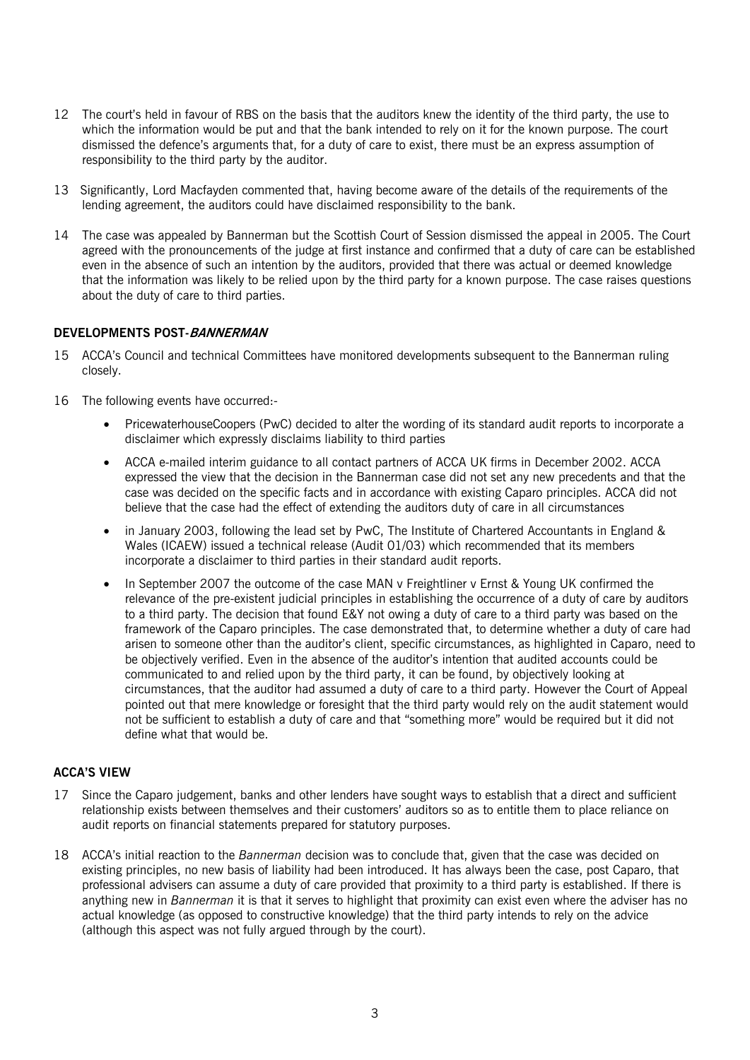12 The court's held in favour of RBS on the basis that the auditors knew the identity of the third party, the use to which the information would be put and that the bank intended to rely on it for the known purpose. The court dismissed the defence's arguments that, for a duty of care to exist, there must be an express assumption of responsibility to the third party by the auditor.

13 Significantly, Lord Macfayden commented that, having become aware of the details of the requirements of the lending agreement, the auditors could have disclaimed responsibility to the bank.

14 The case was appealed by Bannerman but the Scottish Court of Session dismissed the appeal in 2005. The Court agreed with the pronouncements of the judge at first instance and confirmed that a duty of care can be established even in the absence of such an intention by the auditors, provided that there was actual or deemed knowledge that the information was likely to be relied upon by the third party for a known purpose. The case raises questions about the duty of care to third parties.

## DEVELOPMENTS POST-*BANNERMAN*

15 ACCA's Council and technical Committees have monitored developments subsequent to the Bannerman ruling closely.

16 The following events have occurred:-

- PricewaterhouseCoopers (PwC) decided to alter the wording of its standard audit reports to incorporate a disclaimer which expressly disclaims liability to third parties
- ACCA e-mailed interim guidance to all contact partners of ACCA UK firms in December 2002. ACCA expressed the view that the decision in the Bannerman case did not set any new precedents and that the case was decided on the specific facts and in accordance with existing Caparo principles. ACCA did not believe that the case had the effect of extending the auditors duty of care in all circumstances
- in January 2003, following the lead set by PwC, The Institute of Chartered Accountants in England & Wales (ICAEW) issued a technical release (Audit 01/03) which recommended that its members incorporate a disclaimer to third parties in their standard audit reports.
- In September 2007 the outcome of the case MAN v Freightliner v Ernst & Young UK confirmed the relevance of the pre-existent judicial principles in establishing the occurrence of a duty of care by auditors to a third party. The decision that found E&Y not owing a duty of care to a third party was based on the framework of the Caparo principles. The case demonstrated that, to determine whether a duty of care had arisen to someone other than the auditor's client, specific circumstances, as highlighted in Caparo, need to be objectively verified. Even in the absence of the auditor's intention that audited accounts could be communicated to and relied upon by the third party, it can be found, by objectively looking at circumstances, that the auditor had assumed a duty of care to a third party. However the Court of Appeal pointed out that mere knowledge or foresight that the third party would rely on the audit statement would not be sufficient to establish a duty of care and that "something more" would be required but it did not define what that would be.

## ACCA'S VIEW

17 Since the Caparo judgement, banks and other lenders have sought ways to establish that a direct and sufficient relationship exists between themselves and their customers' auditors so as to entitle them to place reliance on audit reports on financial statements prepared for statutory purposes.

18 ACCA's initial reaction to the *Bannerman* decision was to conclude that, given that the case was decided on existing principles, no new basis of liability had been introduced. It has always been the case, post Caparo, that professional advisers can assume a duty of care provided that proximity to a third party is established. If there is anything new in *Bannerman* it is that it serves to highlight that proximity can exist even where the adviser has no actual knowledge (as opposed to constructive knowledge) that the third party intends to rely on the advice (although this aspect was not fully argued through by the court).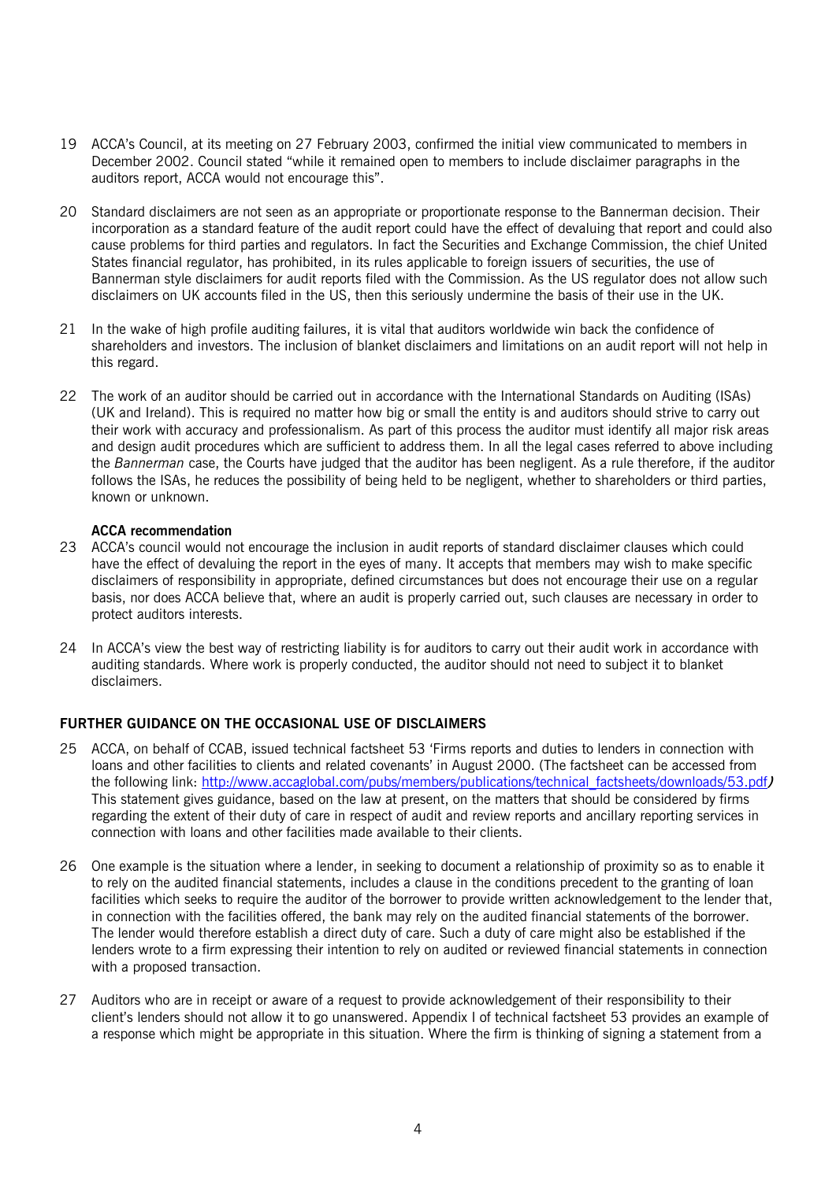19 ACCA's Council, at its meeting on 27 February 2003, confirmed the initial view communicated to members in December 2002. Council stated "while it remained open to members to include disclaimer paragraphs in the auditors report, ACCA would not encourage this".

20 Standard disclaimers are not seen as an appropriate or proportionate response to the Bannerman decision. Their incorporation as a standard feature of the audit report could have the effect of devaluing that report and could also cause problems for third parties and regulators. In fact the Securities and Exchange Commission, the chief United States financial regulator, has prohibited, in its rules applicable to foreign issuers of securities, the use of Bannerman style disclaimers for audit reports filed with the Commission. As the US regulator does not allow such disclaimers on UK accounts filed in the US, then this seriously undermine the basis of their use in the UK.

21 In the wake of high profile auditing failures, it is vital that auditors worldwide win back the confidence of shareholders and investors. The inclusion of blanket disclaimers and limitations on an audit report will not help in this regard.

22 The work of an auditor should be carried out in accordance with the International Standards on Auditing (ISAs) (UK and Ireland). This is required no matter how big or small the entity is and auditors should strive to carry out their work with accuracy and professionalism. As part of this process the auditor must identify all major risk areas and design audit procedures which are sufficient to address them. In all the legal cases referred to above including the *Bannerman* case, the Courts have judged that the auditor has been negligent. As a rule therefore, if the auditor follows the ISAs, he reduces the possibility of being held to be negligent, whether to shareholders or third parties, known or unknown.

**ACCA recommendation**

23 ACCA's council would not encourage the inclusion in audit reports of standard disclaimer clauses which could have the effect of devaluing the report in the eyes of many. It accepts that members may wish to make specific disclaimers of responsibility in appropriate, defined circumstances but does not encourage their use on a regular basis, nor does ACCA believe that, where an audit is properly carried out, such clauses are necessary in order to protect auditors interests.

24 In ACCA's view the best way of restricting liability is for auditors to carry out their audit work in accordance with auditing standards. Where work is properly conducted, the auditor should not need to subject it to blanket disclaimers.

## FURTHER GUIDANCE ON THE OCCASIONAL USE OF DISCLAIMERS

25 ACCA, on behalf of CCAB, issued technical factsheet 53 'Firms reports and duties to lenders in connection with loans and other facilities to clients and related covenants' in August 2000. (The factsheet can be accessed from the following link: http://www.accaglobal.com/pubs/members/publications/technical_factsheets/downloads/53.pdf) This statement gives guidance, based on the law at present, on the matters that should be considered by firms regarding the extent of their duty of care in respect of audit and review reports and ancillary reporting services in connection with loans and other facilities made available to their clients.

26 One example is the situation where a lender, in seeking to document a relationship of proximity so as to enable it to rely on the audited financial statements, includes a clause in the conditions precedent to the granting of loan facilities which seeks to require the auditor of the borrower to provide written acknowledgement to the lender that, in connection with the facilities offered, the bank may rely on the audited financial statements of the borrower. The lender would therefore establish a direct duty of care. Such a duty of care might also be established if the lenders wrote to a firm expressing their intention to rely on audited or reviewed financial statements in connection with a proposed transaction.

27 Auditors who are in receipt or aware of a request to provide acknowledgement of their responsibility to their client's lenders should not allow it to go unanswered. Appendix I of technical factsheet 53 provides an example of a response which might be appropriate in this situation. Where the firm is thinking of signing a statement from a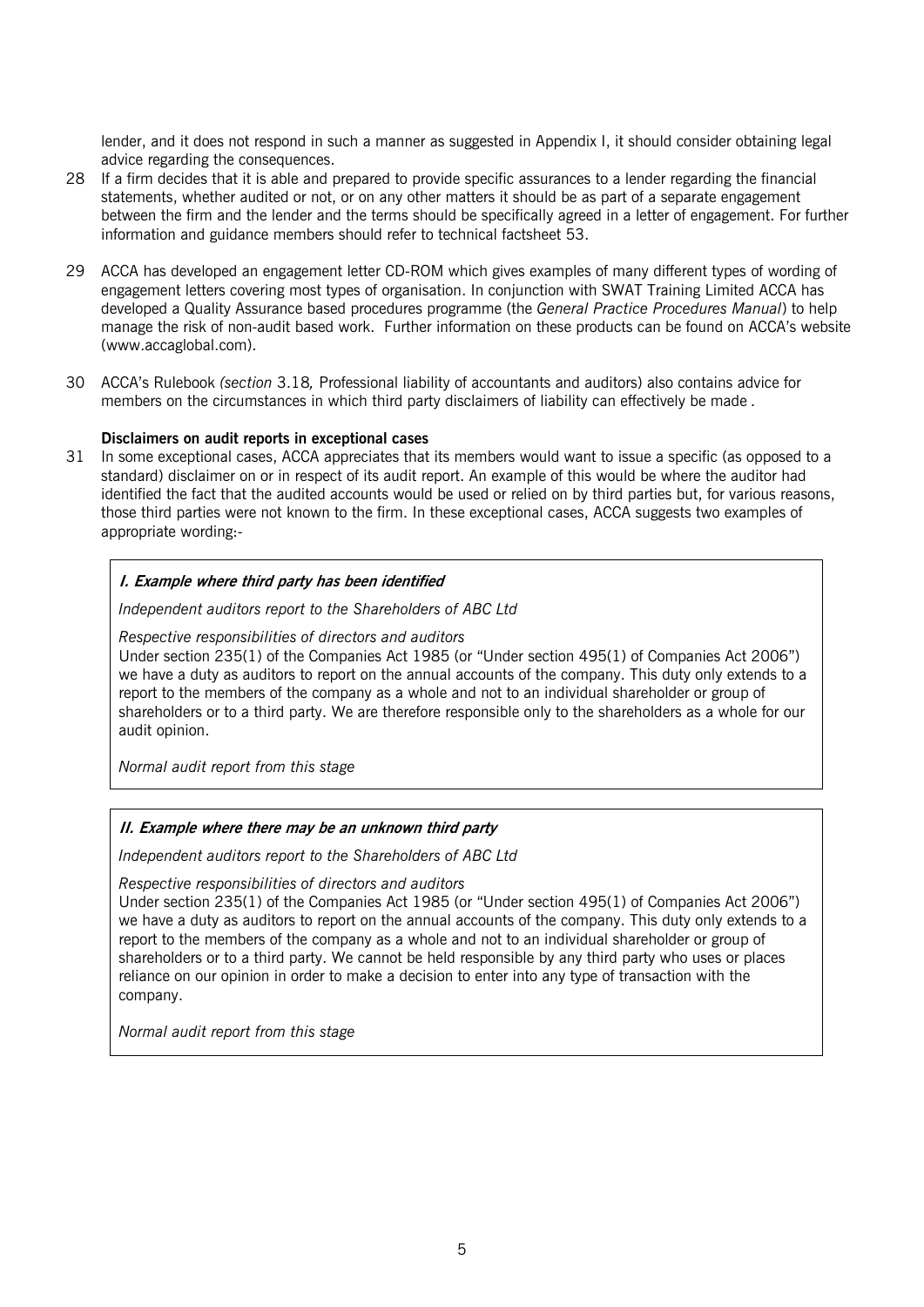lender, and it does not respond in such a manner as suggested in Appendix I, it should consider obtaining legal advice regarding the consequences.

28 If a firm decides that it is able and prepared to provide specific assurances to a lender regarding the financial statements, whether audited or not, or on any other matters it should be as part of a separate engagement between the firm and the lender and the terms should be specifically agreed in a letter of engagement. For further information and guidance members should refer to technical factsheet 53.

29 ACCA has developed an engagement letter CD-ROM which gives examples of many different types of wording of engagement letters covering most types of organisation. In conjunction with SWAT Training Limited ACCA has developed a Quality Assurance based procedures programme (the *General Practice Procedures Manual*) to help manage the risk of non-audit based work. Further information on these products can be found on ACCA's website (www.accaglobal.com).

30 ACCA's Rulebook *(section* 3.18*,* Professional liability of accountants and auditors) also contains advice for members on the circumstances in which third party disclaimers of liability can effectively be made .

### Disclaimers on audit reports in exceptional cases

31 In some exceptional cases, ACCA appreciates that its members would want to issue a specific (as opposed to a standard) disclaimer on or in respect of its audit report. An example of this would be where the auditor had identified the fact that the audited accounts would be used or relied on by third parties but, for various reasons, those third parties were not known to the firm. In these exceptional cases, ACCA suggests two examples of appropriate wording:-

> ***I. Example where third party has been identified***
>
> *Independent auditors report to the Shareholders of ABC Ltd*
>
> *Respective responsibilities of directors and auditors*
> Under section 235(1) of the Companies Act 1985 (or "Under section 495(1) of Companies Act 2006") we have a duty as auditors to report on the annual accounts of the company. This duty only extends to a report to the members of the company as a whole and not to an individual shareholder or group of shareholders or to a third party. We are therefore responsible only to the shareholders as a whole for our audit opinion.
>
> *Normal audit report from this stage*

> ***II. Example where there may be an unknown third party***
>
> *Independent auditors report to the Shareholders of ABC Ltd*
>
> *Respective responsibilities of directors and auditors*
> Under section 235(1) of the Companies Act 1985 (or "Under section 495(1) of Companies Act 2006") we have a duty as auditors to report on the annual accounts of the company. This duty only extends to a report to the members of the company as a whole and not to an individual shareholder or group of shareholders or to a third party. We cannot be held responsible by any third party who uses or places reliance on our opinion in order to make a decision to enter into any type of transaction with the company.
>
> *Normal audit report from this stage*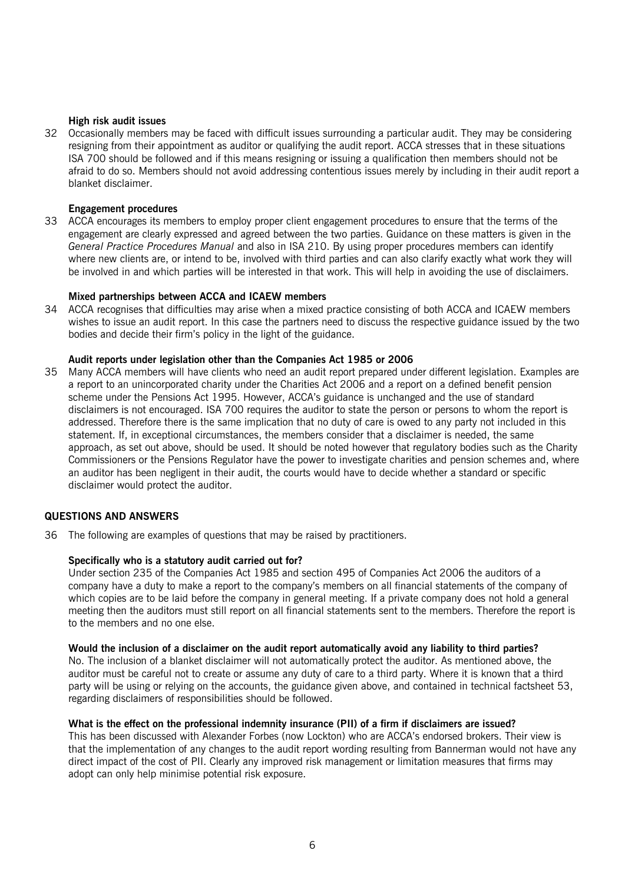### High risk audit issues

32 Occasionally members may be faced with difficult issues surrounding a particular audit. They may be considering resigning from their appointment as auditor or qualifying the audit report. ACCA stresses that in these situations ISA 700 should be followed and if this means resigning or issuing a qualification then members should not be afraid to do so. Members should not avoid addressing contentious issues merely by including in their audit report a blanket disclaimer.

### Engagement procedures

33 ACCA encourages its members to employ proper client engagement procedures to ensure that the terms of the engagement are clearly expressed and agreed between the two parties. Guidance on these matters is given in the *General Practice Procedures Manual* and also in ISA 210. By using proper procedures members can identify where new clients are, or intend to be, involved with third parties and can also clarify exactly what work they will be involved in and which parties will be interested in that work. This will help in avoiding the use of disclaimers.

### Mixed partnerships between ACCA and ICAEW members

34 ACCA recognises that difficulties may arise when a mixed practice consisting of both ACCA and ICAEW members wishes to issue an audit report. In this case the partners need to discuss the respective guidance issued by the two bodies and decide their firm's policy in the light of the guidance.

### Audit reports under legislation other than the Companies Act 1985 or 2006

35 Many ACCA members will have clients who need an audit report prepared under different legislation. Examples are a report to an unincorporated charity under the Charities Act 2006 and a report on a defined benefit pension scheme under the Pensions Act 1995. However, ACCA's guidance is unchanged and the use of standard disclaimers is not encouraged. ISA 700 requires the auditor to state the person or persons to whom the report is addressed. Therefore there is the same implication that no duty of care is owed to any party not included in this statement. If, in exceptional circumstances, the members consider that a disclaimer is needed, the same approach, as set out above, should be used. It should be noted however that regulatory bodies such as the Charity Commissioners or the Pensions Regulator have the power to investigate charities and pension schemes and, where an auditor has been negligent in their audit, the courts would have to decide whether a standard or specific disclaimer would protect the auditor.

## QUESTIONS AND ANSWERS

36 The following are examples of questions that may be raised by practitioners.

**Specifically who is a statutory audit carried out for?**

Under section 235 of the Companies Act 1985 and section 495 of Companies Act 2006 the auditors of a company have a duty to make a report to the company's members on all financial statements of the company of which copies are to be laid before the company in general meeting. If a private company does not hold a general meeting then the auditors must still report on all financial statements sent to the members. Therefore the report is to the members and no one else.

**Would the inclusion of a disclaimer on the audit report automatically avoid any liability to third parties?**

No. The inclusion of a blanket disclaimer will not automatically protect the auditor. As mentioned above, the auditor must be careful not to create or assume any duty of care to a third party. Where it is known that a third party will be using or relying on the accounts, the guidance given above, and contained in technical factsheet 53, regarding disclaimers of responsibilities should be followed.

**What is the effect on the professional indemnity insurance (PII) of a firm if disclaimers are issued?**

This has been discussed with Alexander Forbes (now Lockton) who are ACCA's endorsed brokers. Their view is that the implementation of any changes to the audit report wording resulting from Bannerman would not have any direct impact of the cost of PII. Clearly any improved risk management or limitation measures that firms may adopt can only help minimise potential risk exposure.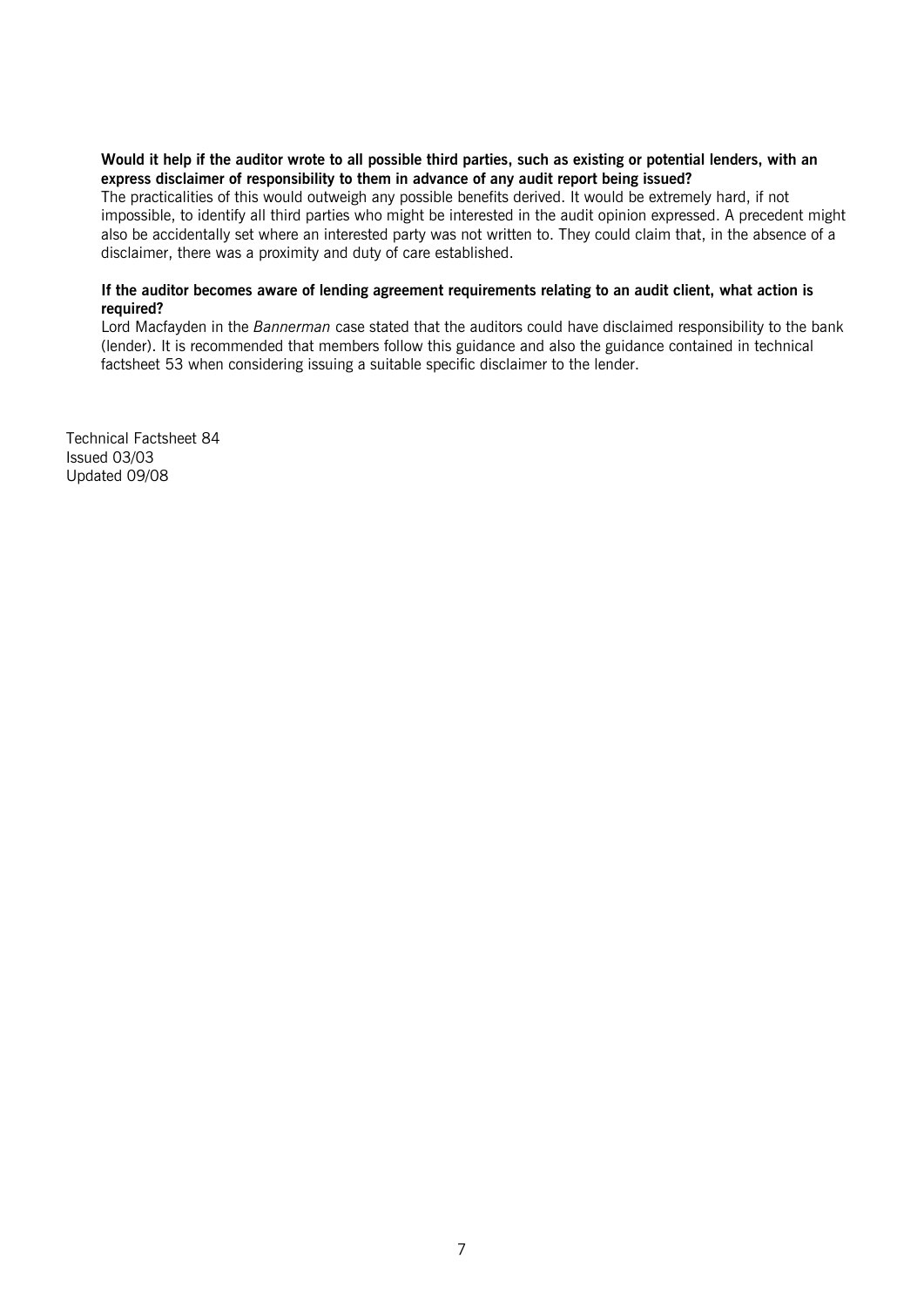**Would it help if the auditor wrote to all possible third parties, such as existing or potential lenders, with an express disclaimer of responsibility to them in advance of any audit report being issued?**

The practicalities of this would outweigh any possible benefits derived. It would be extremely hard, if not impossible, to identify all third parties who might be interested in the audit opinion expressed. A precedent might also be accidentally set where an interested party was not written to. They could claim that, in the absence of a disclaimer, there was a proximity and duty of care established.

**If the auditor becomes aware of lending agreement requirements relating to an audit client, what action is required?**

Lord Macfayden in the *Bannerman* case stated that the auditors could have disclaimed responsibility to the bank (lender). It is recommended that members follow this guidance and also the guidance contained in technical factsheet 53 when considering issuing a suitable specific disclaimer to the lender.

Technical Factsheet 84
Issued 03/03
Updated 09/08